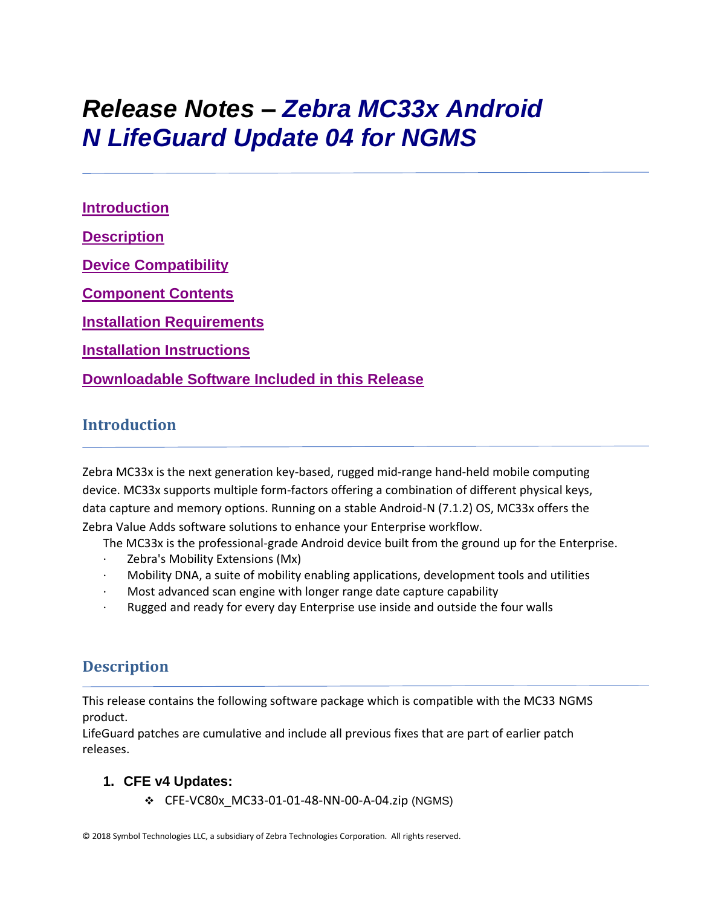# Release Notes – Zebra MC33x Android N LifeGuard Update 04 for NGMS

[Introduction](#introduction)

[Description](#description)

[Device Compatibility](#device-compatibility)

[Component Contents](#component-contents)

[Installation Requirements](#installation-requirements)

[Installation Instructions](#installation-instructions)

[Downloadable Software Included in this Release](#downloadable-software-included-in-this-release)

## Introduction

Zebra MC33x is the next generation key-based, rugged mid-range hand-held mobile computing device. MC33x supports multiple form-factors offering a combination of different physical keys, data capture and memory options. Running on a stable Android-N (7.1.2) OS, MC33x offers the Zebra Value Adds software solutions to enhance your Enterprise workflow.

The MC33x is the professional-grade Android device built from the ground up for the Enterprise.

- Zebra's Mobility Extensions (Mx)
- Mobility DNA, a suite of mobility enabling applications, development tools and utilities
- Most advanced scan engine with longer range date capture capability
- Rugged and ready for every day Enterprise use inside and outside the four walls

## Description

This release contains the following software package which is compatible with the MC33 NGMS product.

LifeGuard patches are cumulative and include all previous fixes that are part of earlier patch releases.

1. **CFE v4 Updates:**
   - CFE-VC80x_MC33-01-01-48-NN-00-A-04.zip (NGMS)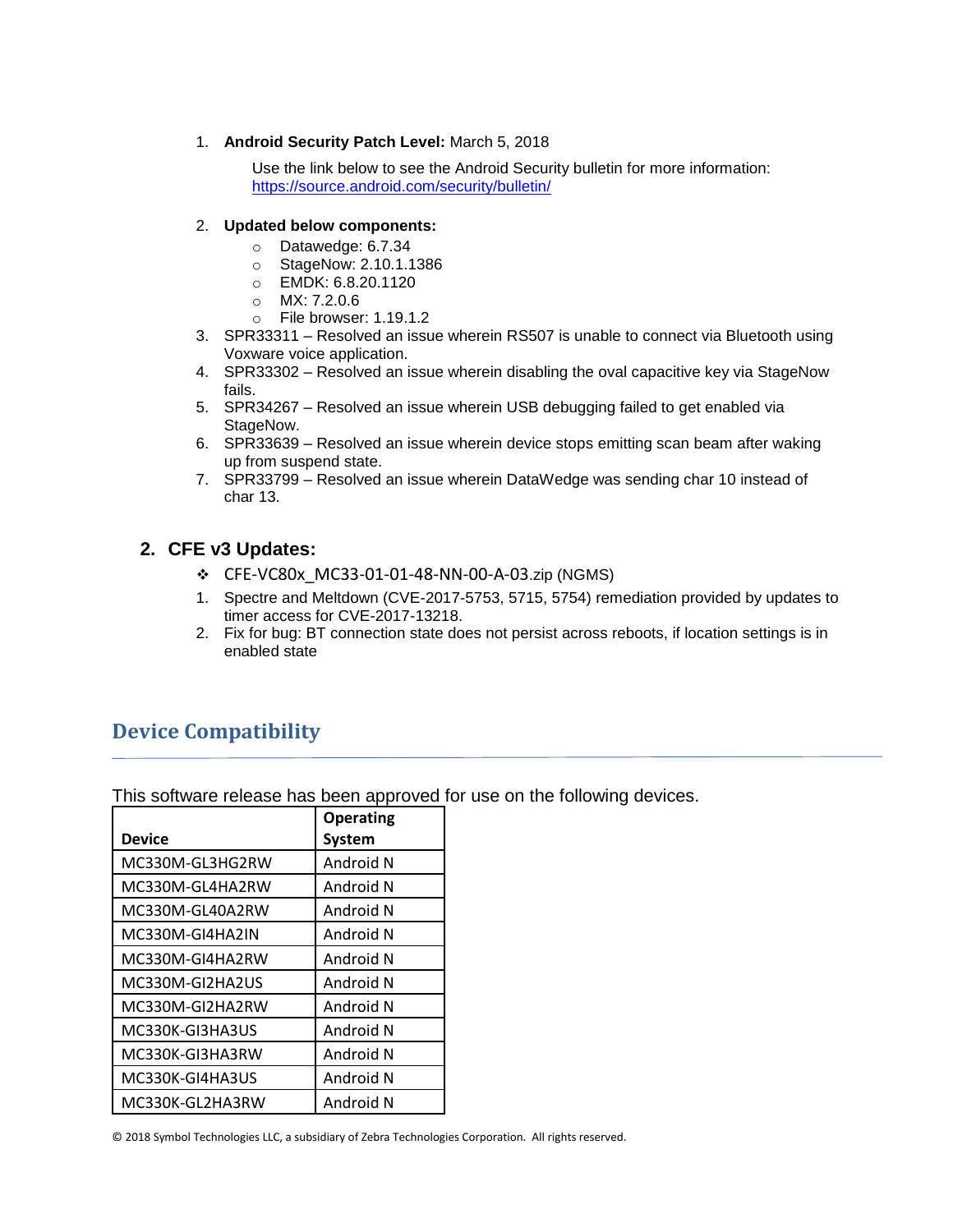1. **Android Security Patch Level:** March 5, 2018

   Use the link below to see the Android Security bulletin for more information: https://source.android.com/security/bulletin/

2. **Updated below components:**
   - Datawedge: 6.7.34
   - StageNow: 2.10.1.1386
   - EMDK: 6.8.20.1120
   - MX: 7.2.0.6
   - File browser: 1.19.1.2
3. SPR33311 – Resolved an issue wherein RS507 is unable to connect via Bluetooth using Voxware voice application.
4. SPR33302 – Resolved an issue wherein disabling the oval capacitive key via StageNow fails.
5. SPR34267 – Resolved an issue wherein USB debugging failed to get enabled via StageNow.
6. SPR33639 – Resolved an issue wherein device stops emitting scan beam after waking up from suspend state.
7. SPR33799 – Resolved an issue wherein DataWedge was sending char 10 instead of char 13.

## 2. CFE v3 Updates:

❖ CFE-VC80x_MC33-01-01-48-NN-00-A-03.zip (NGMS)

1. Spectre and Meltdown (CVE-2017-5753, 5715, 5754) remediation provided by updates to timer access for CVE-2017-13218.
2. Fix for bug: BT connection state does not persist across reboots, if location settings is in enabled state

# Device Compatibility

This software release has been approved for use on the following devices.

| Device | Operating System |
|---|---|
| MC330M-GL3HG2RW | Android N |
| MC330M-GL4HA2RW | Android N |
| MC330M-GL40A2RW | Android N |
| MC330M-GI4HA2IN | Android N |
| MC330M-GI4HA2RW | Android N |
| MC330M-GI2HA2US | Android N |
| MC330M-GI2HA2RW | Android N |
| MC330K-GI3HA3US | Android N |
| MC330K-GI3HA3RW | Android N |
| MC330K-GI4HA3US | Android N |
| MC330K-GL2HA3RW | Android N |

© 2018 Symbol Technologies LLC, a subsidiary of Zebra Technologies Corporation. All rights reserved.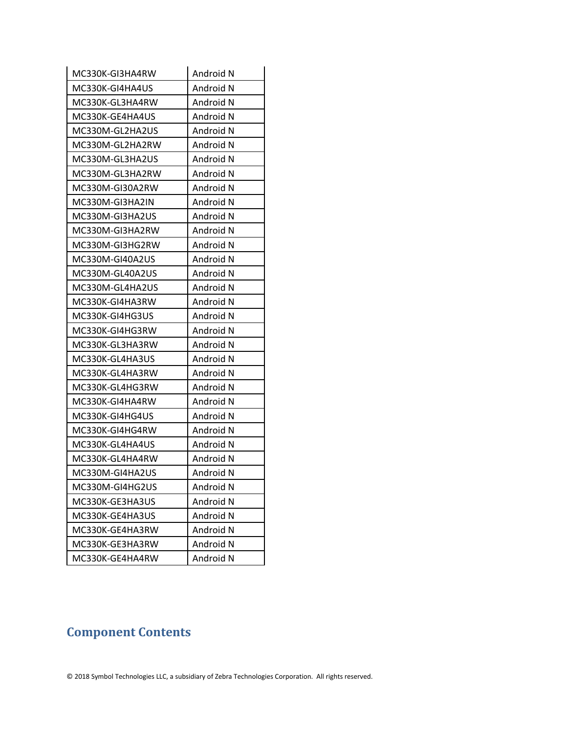| MC330K-GI3HA4RW | Android N |
|---|---|
| MC330K-GI4HA4US | Android N |
| MC330K-GL3HA4RW | Android N |
| MC330K-GE4HA4US | Android N |
| MC330M-GL2HA2US | Android N |
| MC330M-GL2HA2RW | Android N |
| MC330M-GL3HA2US | Android N |
| MC330M-GL3HA2RW | Android N |
| MC330M-GI30A2RW | Android N |
| MC330M-GI3HA2IN | Android N |
| MC330M-GI3HA2US | Android N |
| MC330M-GI3HA2RW | Android N |
| MC330M-GI3HG2RW | Android N |
| MC330M-GI40A2US | Android N |
| MC330M-GL40A2US | Android N |
| MC330M-GL4HA2US | Android N |
| MC330K-GI4HA3RW | Android N |
| MC330K-GI4HG3US | Android N |
| MC330K-GI4HG3RW | Android N |
| MC330K-GL3HA3RW | Android N |
| MC330K-GL4HA3US | Android N |
| MC330K-GL4HA3RW | Android N |
| MC330K-GL4HG3RW | Android N |
| MC330K-GI4HA4RW | Android N |
| MC330K-GI4HG4US | Android N |
| MC330K-GI4HG4RW | Android N |
| MC330K-GL4HA4US | Android N |
| MC330K-GL4HA4RW | Android N |
| MC330M-GI4HA2US | Android N |
| MC330M-GI4HG2US | Android N |
| MC330K-GE3HA3US | Android N |
| MC330K-GE4HA3US | Android N |
| MC330K-GE4HA3RW | Android N |
| MC330K-GE3HA3RW | Android N |
| MC330K-GE4HA4RW | Android N |

## Component Contents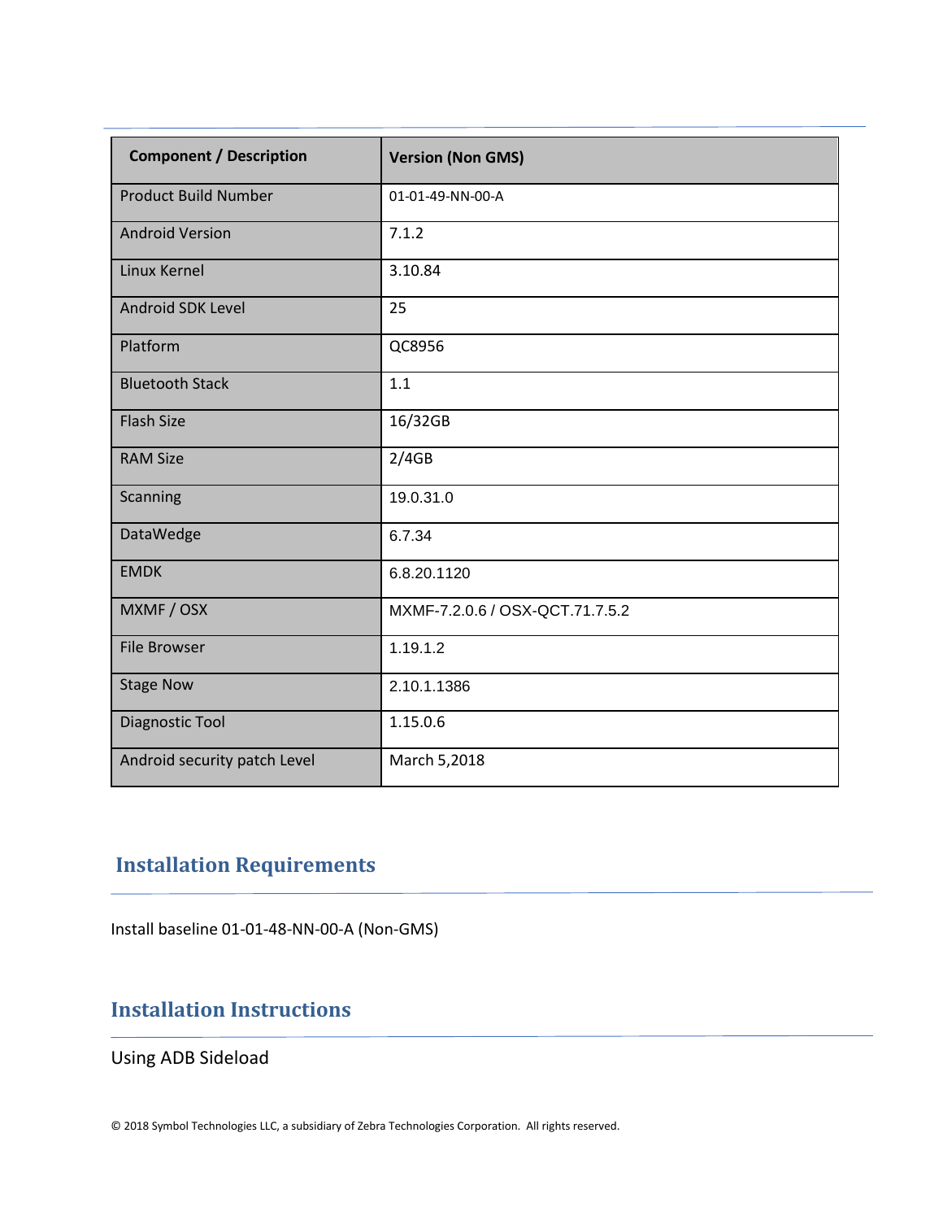| Component / Description | Version (Non GMS) |
|---|---|
| Product Build Number | 01-01-49-NN-00-A |
| Android Version | 7.1.2 |
| Linux Kernel | 3.10.84 |
| Android SDK Level | 25 |
| Platform | QC8956 |
| Bluetooth Stack | 1.1 |
| Flash Size | 16/32GB |
| RAM Size | 2/4GB |
| Scanning | 19.0.31.0 |
| DataWedge | 6.7.34 |
| EMDK | 6.8.20.1120 |
| MXMF / OSX | MXMF-7.2.0.6 / OSX-QCT.71.7.5.2 |
| File Browser | 1.19.1.2 |
| Stage Now | 2.10.1.1386 |
| Diagnostic Tool | 1.15.0.6 |
| Android security patch Level | March 5,2018 |

## Installation Requirements

Install baseline 01-01-48-NN-00-A (Non-GMS)

## Installation Instructions

Using ADB Sideload

© 2018 Symbol Technologies LLC, a subsidiary of Zebra Technologies Corporation. All rights reserved.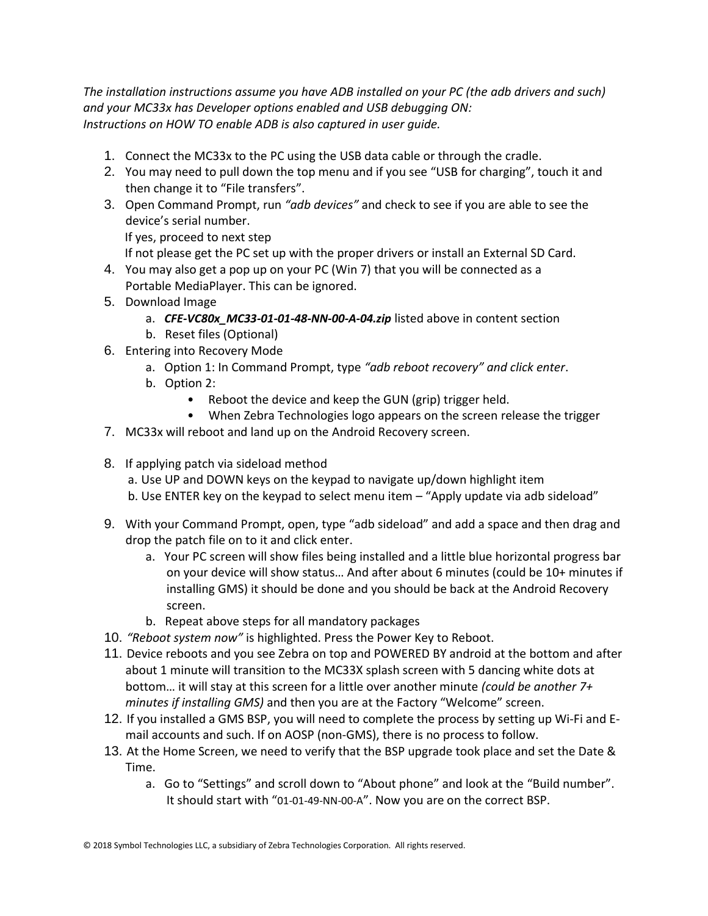*The installation instructions assume you have ADB installed on your PC (the adb drivers and such) and your MC33x has Developer options enabled and USB debugging ON:*
*Instructions on HOW TO enable ADB is also captured in user guide.*

1. Connect the MC33x to the PC using the USB data cable or through the cradle.
2. You may need to pull down the top menu and if you see "USB for charging", touch it and then change it to "File transfers".
3. Open Command Prompt, run *"adb devices"* and check to see if you are able to see the device's serial number.
   If yes, proceed to next step
   If not please get the PC set up with the proper drivers or install an External SD Card.
4. You may also get a pop up on your PC (Win 7) that you will be connected as a Portable MediaPlayer. This can be ignored.
5. Download Image
   a. ***CFE-VC80x_MC33-01-01-48-NN-00-A-04.zip*** listed above in content section
   b. Reset files (Optional)
6. Entering into Recovery Mode
   a. Option 1: In Command Prompt, type *"adb reboot recovery" and click enter*.
   b. Option 2:
      - Reboot the device and keep the GUN (grip) trigger held.
      - When Zebra Technologies logo appears on the screen release the trigger
7. MC33x will reboot and land up on the Android Recovery screen.
8. If applying patch via sideload method
   a. Use UP and DOWN keys on the keypad to navigate up/down highlight item
   b. Use ENTER key on the keypad to select menu item – "Apply update via adb sideload"
9. With your Command Prompt, open, type "adb sideload" and add a space and then drag and drop the patch file on to it and click enter.
   a. Your PC screen will show files being installed and a little blue horizontal progress bar on your device will show status… And after about 6 minutes (could be 10+ minutes if installing GMS) it should be done and you should be back at the Android Recovery screen.
   b. Repeat above steps for all mandatory packages
10. *"Reboot system now"* is highlighted. Press the Power Key to Reboot.
11. Device reboots and you see Zebra on top and POWERED BY android at the bottom and after about 1 minute will transition to the MC33X splash screen with 5 dancing white dots at bottom… it will stay at this screen for a little over another minute *(could be another 7+ minutes if installing GMS)* and then you are at the Factory "Welcome" screen.
12. If you installed a GMS BSP, you will need to complete the process by setting up Wi-Fi and E-mail accounts and such. If on AOSP (non-GMS), there is no process to follow.
13. At the Home Screen, we need to verify that the BSP upgrade took place and set the Date & Time.
   a. Go to "Settings" and scroll down to "About phone" and look at the "Build number". It should start with "01-01-49-NN-00-A". Now you are on the correct BSP.

© 2018 Symbol Technologies LLC, a subsidiary of Zebra Technologies Corporation. All rights reserved.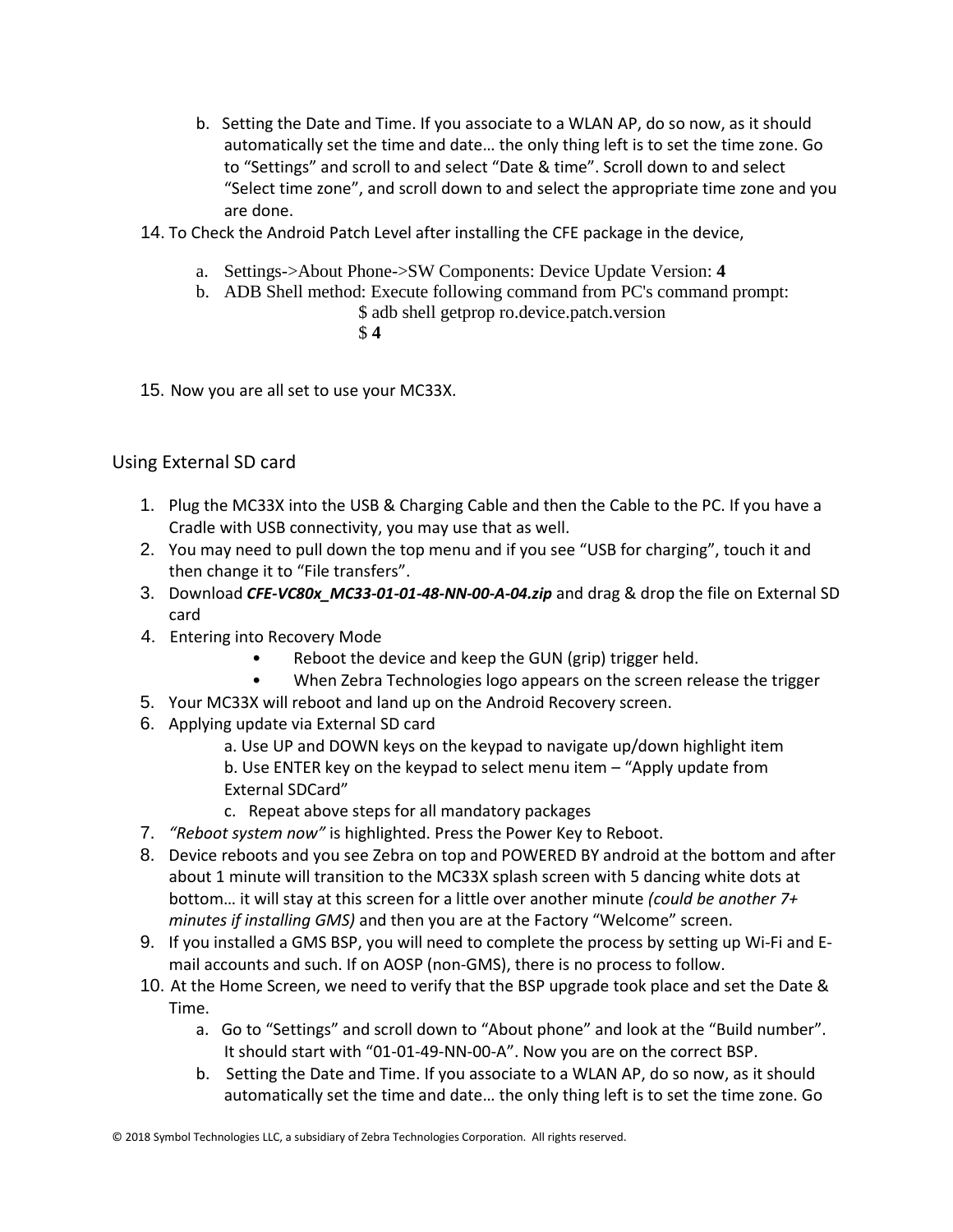b. Setting the Date and Time. If you associate to a WLAN AP, do so now, as it should automatically set the time and date… the only thing left is to set the time zone. Go to “Settings” and scroll to and select “Date & time”. Scroll down to and select “Select time zone”, and scroll down to and select the appropriate time zone and you are done.

14. To Check the Android Patch Level after installing the CFE package in the device,

    a. Settings->About Phone->SW Components: Device Update Version: **4**
    b. ADB Shell method: Execute following command from PC's command prompt:

       $ adb shell getprop ro.device.patch.version
       $ **4**

15. Now you are all set to use your MC33X.

## Using External SD card

1. Plug the MC33X into the USB & Charging Cable and then the Cable to the PC. If you have a Cradle with USB connectivity, you may use that as well.
2. You may need to pull down the top menu and if you see “USB for charging”, touch it and then change it to “File transfers”.
3. Download ***CFE-VC80x_MC33-01-01-48-NN-00-A-04.zip*** and drag & drop the file on External SD card
4. Entering into Recovery Mode
   - Reboot the device and keep the GUN (grip) trigger held.
   - When Zebra Technologies logo appears on the screen release the trigger
5. Your MC33X will reboot and land up on the Android Recovery screen.
6. Applying update via External SD card
   a. Use UP and DOWN keys on the keypad to navigate up/down highlight item
   b. Use ENTER key on the keypad to select menu item – “Apply update from External SDCard”
   c. Repeat above steps for all mandatory packages
7. *“Reboot system now”* is highlighted. Press the Power Key to Reboot.
8. Device reboots and you see Zebra on top and POWERED BY android at the bottom and after about 1 minute will transition to the MC33X splash screen with 5 dancing white dots at bottom… it will stay at this screen for a little over another minute *(could be another 7+ minutes if installing GMS)* and then you are at the Factory “Welcome” screen.
9. If you installed a GMS BSP, you will need to complete the process by setting up Wi-Fi and E-mail accounts and such. If on AOSP (non-GMS), there is no process to follow.
10. At the Home Screen, we need to verify that the BSP upgrade took place and set the Date & Time.
    a. Go to “Settings” and scroll down to “About phone” and look at the “Build number”. It should start with “01-01-49-NN-00-A”. Now you are on the correct BSP.
    b. Setting the Date and Time. If you associate to a WLAN AP, do so now, as it should automatically set the time and date… the only thing left is to set the time zone. Go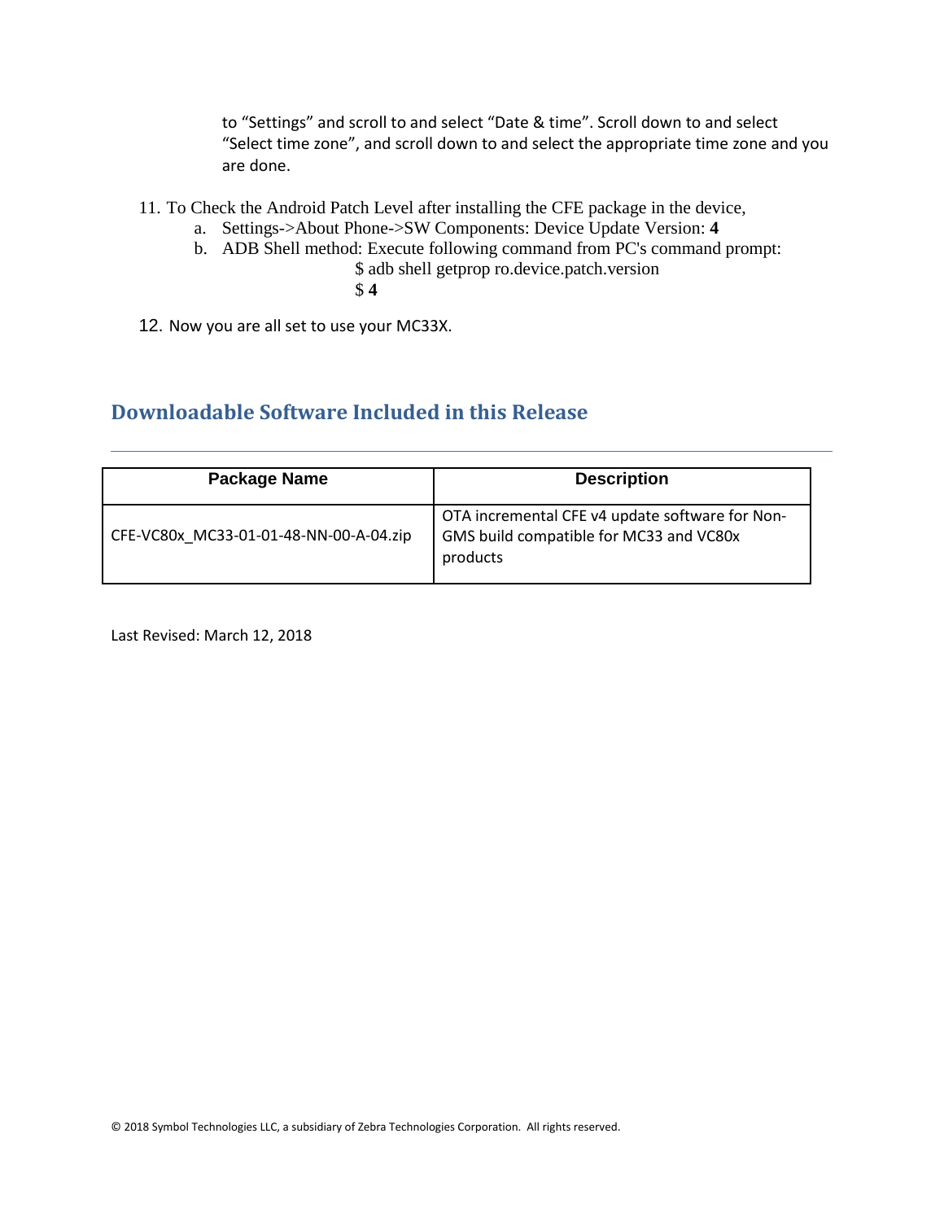to "Settings" and scroll to and select "Date & time". Scroll down to and select "Select time zone", and scroll down to and select the appropriate time zone and you are done.

11. To Check the Android Patch Level after installing the CFE package in the device,
    a. Settings->About Phone->SW Components: Device Update Version: **4**
    b. ADB Shell method: Execute following command from PC's command prompt:

```
$ adb shell getprop ro.device.patch.version
$ 4
```

12. Now you are all set to use your MC33X.

## Downloadable Software Included in this Release

| Package Name | Description |
|---|---|
| CFE-VC80x_MC33-01-01-48-NN-00-A-04.zip | OTA incremental CFE v4 update software for Non-GMS build compatible for MC33 and VC80x products |

Last Revised: March 12, 2018

© 2018 Symbol Technologies LLC, a subsidiary of Zebra Technologies Corporation. All rights reserved.